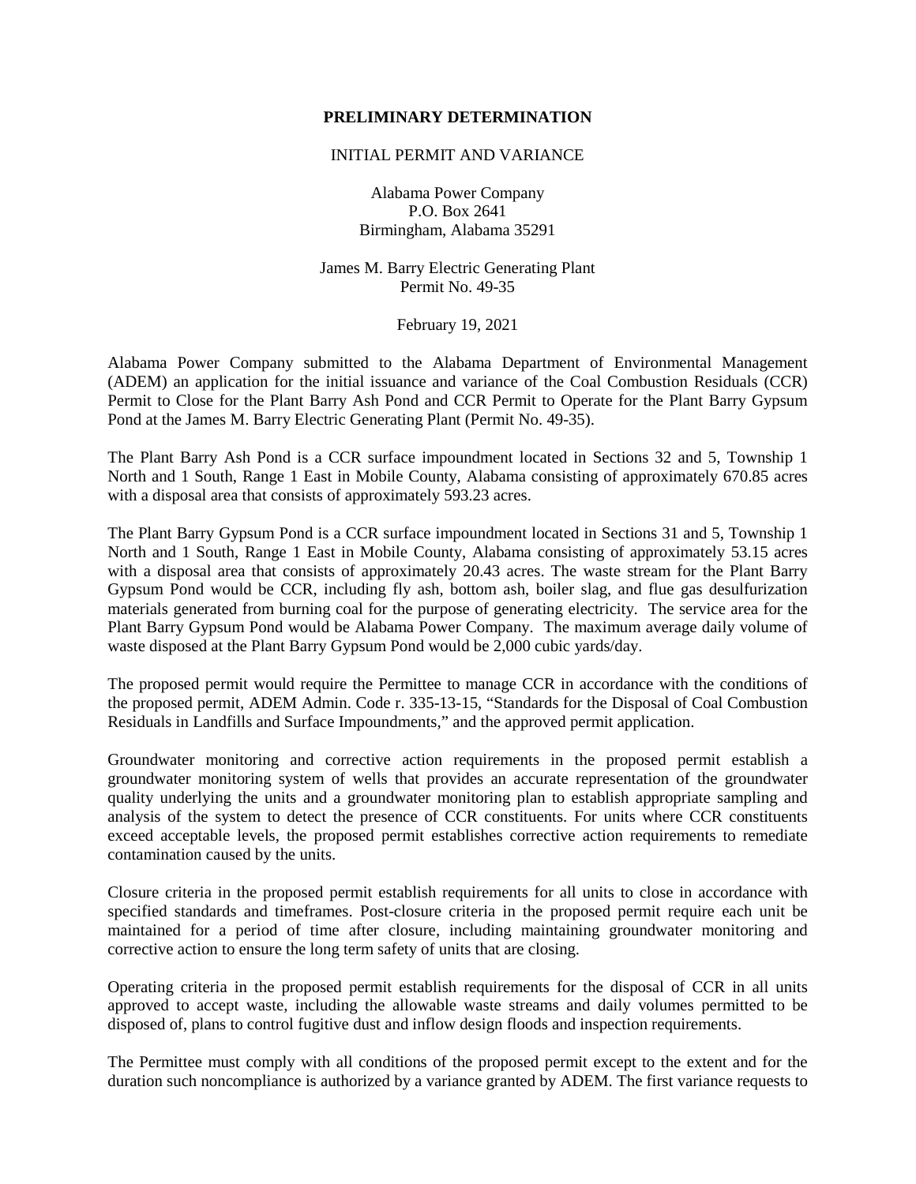**PRELIMINARY DETERMINATION**

INITIAL PERMIT AND VARIANCE

Alabama Power Company
P.O. Box 2641
Birmingham, Alabama 35291

James M. Barry Electric Generating Plant
Permit No. 49-35

February 19, 2021

Alabama Power Company submitted to the Alabama Department of Environmental Management (ADEM) an application for the initial issuance and variance of the Coal Combustion Residuals (CCR) Permit to Close for the Plant Barry Ash Pond and CCR Permit to Operate for the Plant Barry Gypsum Pond at the James M. Barry Electric Generating Plant (Permit No. 49-35).

The Plant Barry Ash Pond is a CCR surface impoundment located in Sections 32 and 5, Township 1 North and 1 South, Range 1 East in Mobile County, Alabama consisting of approximately 670.85 acres with a disposal area that consists of approximately 593.23 acres.

The Plant Barry Gypsum Pond is a CCR surface impoundment located in Sections 31 and 5, Township 1 North and 1 South, Range 1 East in Mobile County, Alabama consisting of approximately 53.15 acres with a disposal area that consists of approximately 20.43 acres. The waste stream for the Plant Barry Gypsum Pond would be CCR, including fly ash, bottom ash, boiler slag, and flue gas desulfurization materials generated from burning coal for the purpose of generating electricity. The service area for the Plant Barry Gypsum Pond would be Alabama Power Company. The maximum average daily volume of waste disposed at the Plant Barry Gypsum Pond would be 2,000 cubic yards/day.

The proposed permit would require the Permittee to manage CCR in accordance with the conditions of the proposed permit, ADEM Admin. Code r. 335-13-15, "Standards for the Disposal of Coal Combustion Residuals in Landfills and Surface Impoundments," and the approved permit application.

Groundwater monitoring and corrective action requirements in the proposed permit establish a groundwater monitoring system of wells that provides an accurate representation of the groundwater quality underlying the units and a groundwater monitoring plan to establish appropriate sampling and analysis of the system to detect the presence of CCR constituents. For units where CCR constituents exceed acceptable levels, the proposed permit establishes corrective action requirements to remediate contamination caused by the units.

Closure criteria in the proposed permit establish requirements for all units to close in accordance with specified standards and timeframes. Post-closure criteria in the proposed permit require each unit be maintained for a period of time after closure, including maintaining groundwater monitoring and corrective action to ensure the long term safety of units that are closing.

Operating criteria in the proposed permit establish requirements for the disposal of CCR in all units approved to accept waste, including the allowable waste streams and daily volumes permitted to be disposed of, plans to control fugitive dust and inflow design floods and inspection requirements.

The Permittee must comply with all conditions of the proposed permit except to the extent and for the duration such noncompliance is authorized by a variance granted by ADEM. The first variance requests to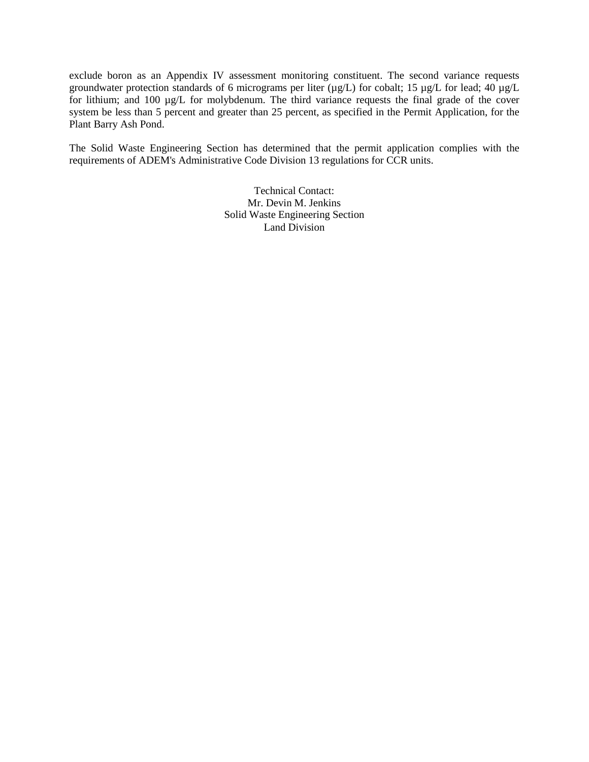exclude boron as an Appendix IV assessment monitoring constituent. The second variance requests groundwater protection standards of 6 micrograms per liter (µg/L) for cobalt; 15 µg/L for lead; 40 µg/L for lithium; and 100 µg/L for molybdenum. The third variance requests the final grade of the cover system be less than 5 percent and greater than 25 percent, as specified in the Permit Application, for the Plant Barry Ash Pond.

The Solid Waste Engineering Section has determined that the permit application complies with the requirements of ADEM's Administrative Code Division 13 regulations for CCR units.

Technical Contact:
Mr. Devin M. Jenkins
Solid Waste Engineering Section
Land Division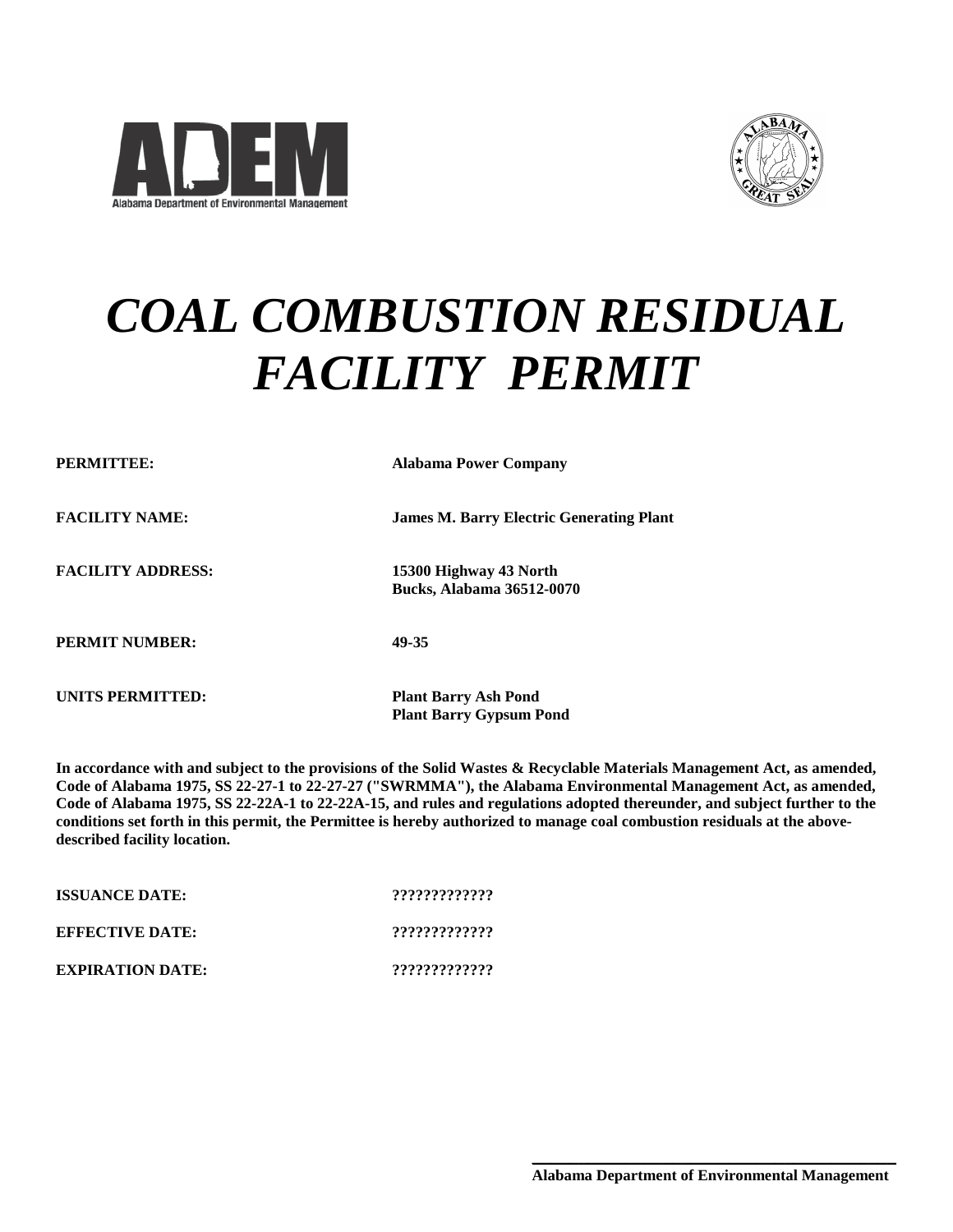# *COAL COMBUSTION RESIDUAL FACILITY PERMIT*

| | |
|---|---|
| **PERMITTEE:** | **Alabama Power Company** |
| **FACILITY NAME:** | **James M. Barry Electric Generating Plant** |
| **FACILITY ADDRESS:** | **15300 Highway 43 North**<br>**Bucks, Alabama 36512-0070** |
| **PERMIT NUMBER:** | **49-35** |
| **UNITS PERMITTED:** | **Plant Barry Ash Pond**<br>**Plant Barry Gypsum Pond** |

**In accordance with and subject to the provisions of the Solid Wastes & Recyclable Materials Management Act, as amended, Code of Alabama 1975, SS 22-27-1 to 22-27-27 ("SWRMMA"), the Alabama Environmental Management Act, as amended, Code of Alabama 1975, SS 22-22A-1 to 22-22A-15, and rules and regulations adopted thereunder, and subject further to the conditions set forth in this permit, the Permittee is hereby authorized to manage coal combustion residuals at the above-described facility location.**

| | |
|---|---|
| **ISSUANCE DATE:** | **?????????????** |
| **EFFECTIVE DATE:** | **?????????????** |
| **EXPIRATION DATE:** | **?????????????** |

**Alabama Department of Environmental Management**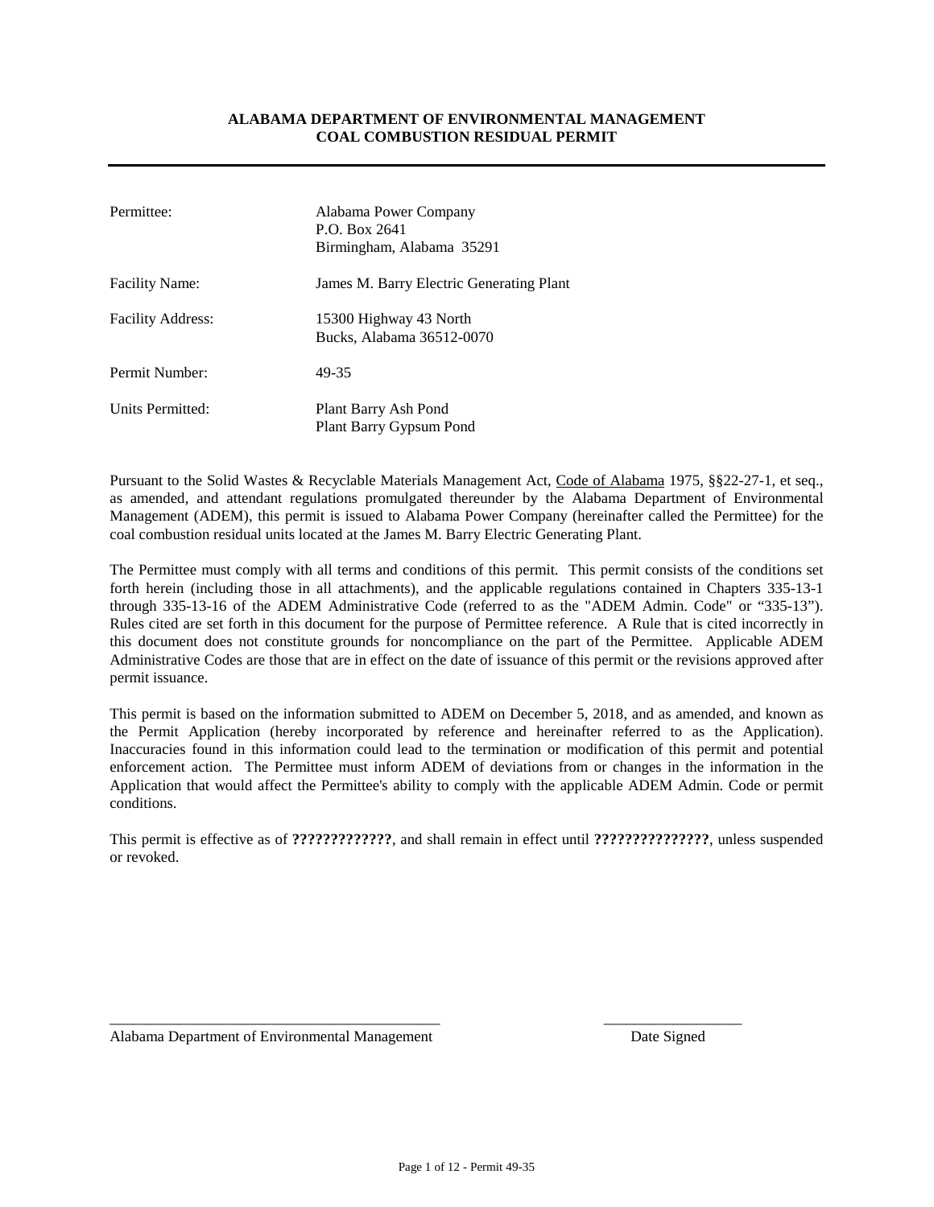**ALABAMA DEPARTMENT OF ENVIRONMENTAL MANAGEMENT**
**COAL COMBUSTION RESIDUAL PERMIT**

---

| | |
|---|---|
| Permittee: | Alabama Power Company<br>P.O. Box 2641<br>Birmingham, Alabama 35291 |
| Facility Name: | James M. Barry Electric Generating Plant |
| Facility Address: | 15300 Highway 43 North<br>Bucks, Alabama 36512-0070 |
| Permit Number: | 49-35 |
| Units Permitted: | Plant Barry Ash Pond<br>Plant Barry Gypsum Pond |

Pursuant to the Solid Wastes & Recyclable Materials Management Act, Code of Alabama 1975, §§22-27-1, et seq., as amended, and attendant regulations promulgated thereunder by the Alabama Department of Environmental Management (ADEM), this permit is issued to Alabama Power Company (hereinafter called the Permittee) for the coal combustion residual units located at the James M. Barry Electric Generating Plant.

The Permittee must comply with all terms and conditions of this permit. This permit consists of the conditions set forth herein (including those in all attachments), and the applicable regulations contained in Chapters 335-13-1 through 335-13-16 of the ADEM Administrative Code (referred to as the "ADEM Admin. Code" or "335-13"). Rules cited are set forth in this document for the purpose of Permittee reference. A Rule that is cited incorrectly in this document does not constitute grounds for noncompliance on the part of the Permittee. Applicable ADEM Administrative Codes are those that are in effect on the date of issuance of this permit or the revisions approved after permit issuance.

This permit is based on the information submitted to ADEM on December 5, 2018, and as amended, and known as the Permit Application (hereby incorporated by reference and hereinafter referred to as the Application). Inaccuracies found in this information could lead to the termination or modification of this permit and potential enforcement action. The Permittee must inform ADEM of deviations from or changes in the information in the Application that would affect the Permittee's ability to comply with the applicable ADEM Admin. Code or permit conditions.

This permit is effective as of **?????????????**, and shall remain in effect until **???????????????**, unless suspended or revoked.

_____________________________________________ __________________

Alabama Department of Environmental Management Date Signed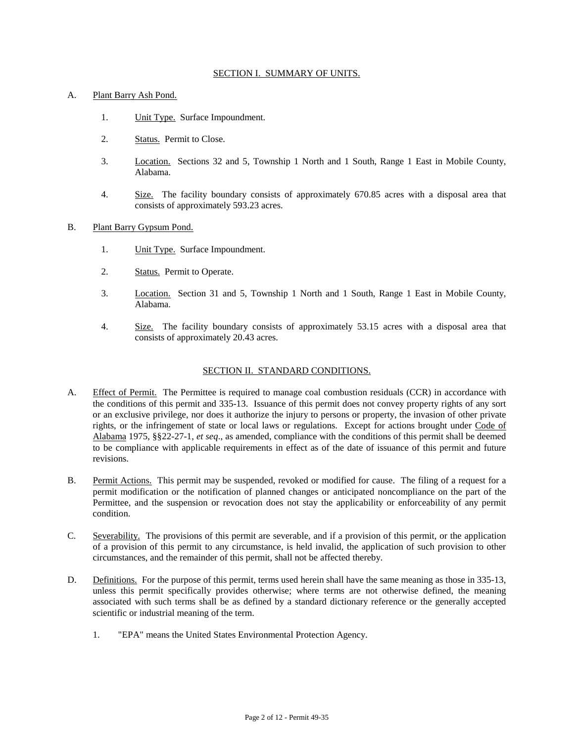## SECTION I. SUMMARY OF UNITS.

A. Plant Barry Ash Pond.

1. Unit Type. Surface Impoundment.

2. Status. Permit to Close.

3. Location. Sections 32 and 5, Township 1 North and 1 South, Range 1 East in Mobile County, Alabama.

4. Size. The facility boundary consists of approximately 670.85 acres with a disposal area that consists of approximately 593.23 acres.

B. Plant Barry Gypsum Pond.

1. Unit Type. Surface Impoundment.

2. Status. Permit to Operate.

3. Location. Section 31 and 5, Township 1 North and 1 South, Range 1 East in Mobile County, Alabama.

4. Size. The facility boundary consists of approximately 53.15 acres with a disposal area that consists of approximately 20.43 acres.

## SECTION II. STANDARD CONDITIONS.

A. Effect of Permit. The Permittee is required to manage coal combustion residuals (CCR) in accordance with the conditions of this permit and 335-13. Issuance of this permit does not convey property rights of any sort or an exclusive privilege, nor does it authorize the injury to persons or property, the invasion of other private rights, or the infringement of state or local laws or regulations. Except for actions brought under Code of Alabama 1975, §§22-27-1, *et seq*., as amended, compliance with the conditions of this permit shall be deemed to be compliance with applicable requirements in effect as of the date of issuance of this permit and future revisions.

B. Permit Actions. This permit may be suspended, revoked or modified for cause. The filing of a request for a permit modification or the notification of planned changes or anticipated noncompliance on the part of the Permittee, and the suspension or revocation does not stay the applicability or enforceability of any permit condition.

C. Severability. The provisions of this permit are severable, and if a provision of this permit, or the application of a provision of this permit to any circumstance, is held invalid, the application of such provision to other circumstances, and the remainder of this permit, shall not be affected thereby.

D. Definitions. For the purpose of this permit, terms used herein shall have the same meaning as those in 335-13, unless this permit specifically provides otherwise; where terms are not otherwise defined, the meaning associated with such terms shall be as defined by a standard dictionary reference or the generally accepted scientific or industrial meaning of the term.

1. "EPA" means the United States Environmental Protection Agency.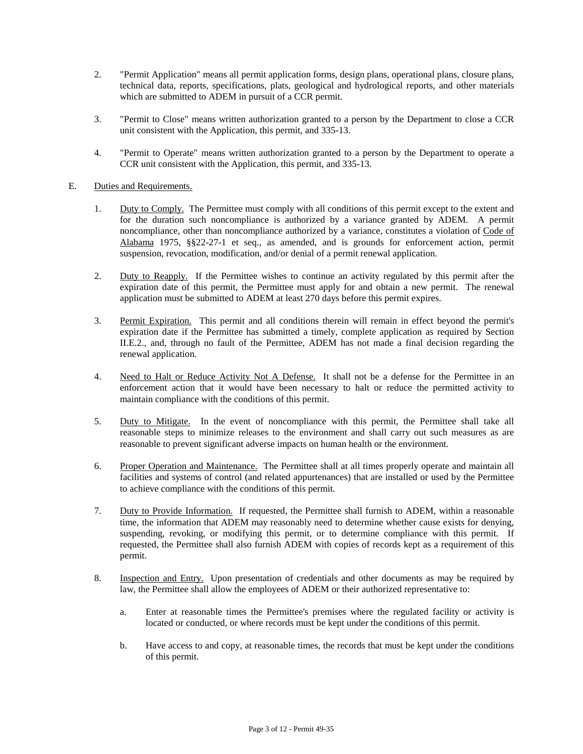2. "Permit Application" means all permit application forms, design plans, operational plans, closure plans, technical data, reports, specifications, plats, geological and hydrological reports, and other materials which are submitted to ADEM in pursuit of a CCR permit.

3. "Permit to Close" means written authorization granted to a person by the Department to close a CCR unit consistent with the Application, this permit, and 335-13.

4. "Permit to Operate" means written authorization granted to a person by the Department to operate a CCR unit consistent with the Application, this permit, and 335-13.

E. Duties and Requirements.

1. Duty to Comply. The Permittee must comply with all conditions of this permit except to the extent and for the duration such noncompliance is authorized by a variance granted by ADEM. A permit noncompliance, other than noncompliance authorized by a variance, constitutes a violation of Code of Alabama 1975, §§22-27-1 et seq., as amended, and is grounds for enforcement action, permit suspension, revocation, modification, and/or denial of a permit renewal application.

2. Duty to Reapply. If the Permittee wishes to continue an activity regulated by this permit after the expiration date of this permit, the Permittee must apply for and obtain a new permit. The renewal application must be submitted to ADEM at least 270 days before this permit expires.

3. Permit Expiration. This permit and all conditions therein will remain in effect beyond the permit's expiration date if the Permittee has submitted a timely, complete application as required by Section II.E.2., and, through no fault of the Permittee, ADEM has not made a final decision regarding the renewal application.

4. Need to Halt or Reduce Activity Not A Defense. It shall not be a defense for the Permittee in an enforcement action that it would have been necessary to halt or reduce the permitted activity to maintain compliance with the conditions of this permit.

5. Duty to Mitigate. In the event of noncompliance with this permit, the Permittee shall take all reasonable steps to minimize releases to the environment and shall carry out such measures as are reasonable to prevent significant adverse impacts on human health or the environment.

6. Proper Operation and Maintenance. The Permittee shall at all times properly operate and maintain all facilities and systems of control (and related appurtenances) that are installed or used by the Permittee to achieve compliance with the conditions of this permit.

7. Duty to Provide Information. If requested, the Permittee shall furnish to ADEM, within a reasonable time, the information that ADEM may reasonably need to determine whether cause exists for denying, suspending, revoking, or modifying this permit, or to determine compliance with this permit. If requested, the Permittee shall also furnish ADEM with copies of records kept as a requirement of this permit.

8. Inspection and Entry. Upon presentation of credentials and other documents as may be required by law, the Permittee shall allow the employees of ADEM or their authorized representative to:

   a. Enter at reasonable times the Permittee's premises where the regulated facility or activity is located or conducted, or where records must be kept under the conditions of this permit.

   b. Have access to and copy, at reasonable times, the records that must be kept under the conditions of this permit.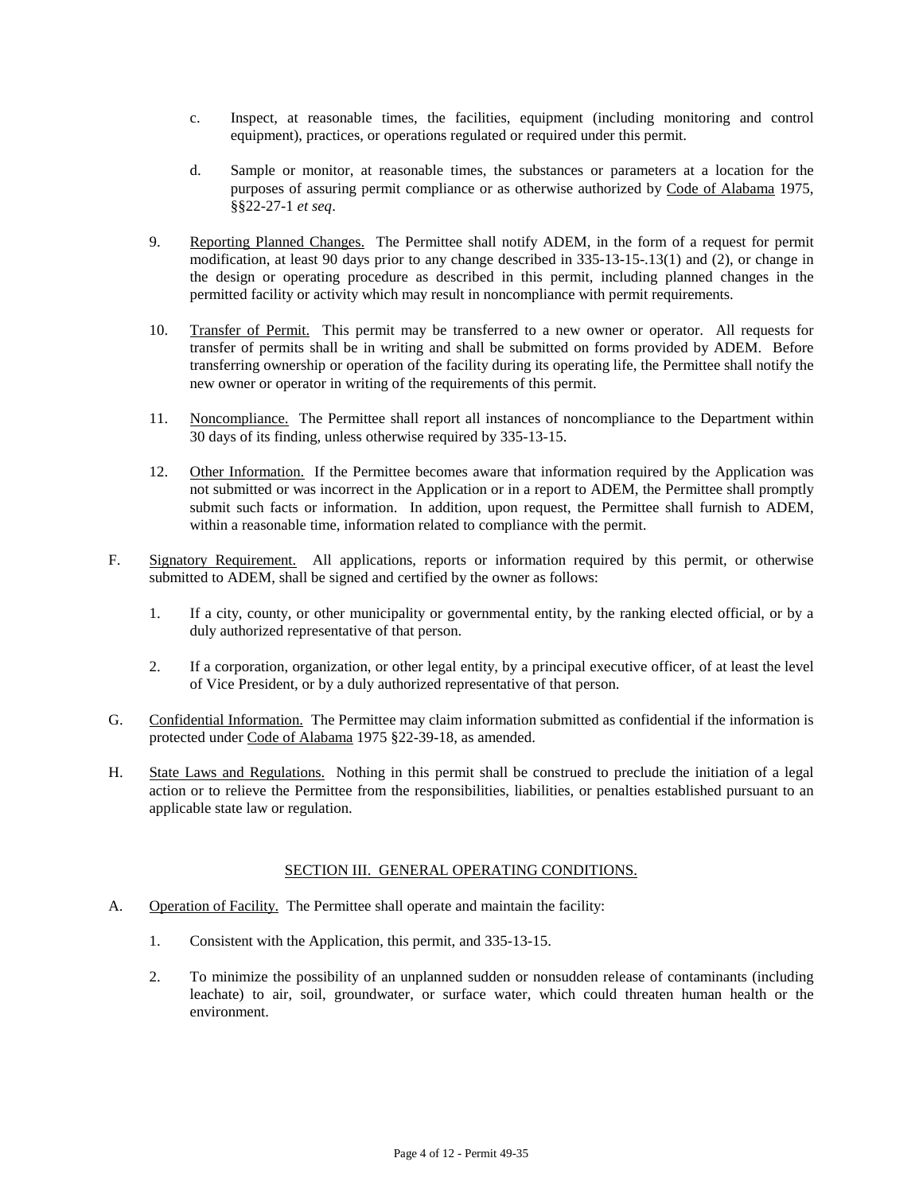c. Inspect, at reasonable times, the facilities, equipment (including monitoring and control equipment), practices, or operations regulated or required under this permit.

d. Sample or monitor, at reasonable times, the substances or parameters at a location for the purposes of assuring permit compliance or as otherwise authorized by Code of Alabama 1975, §§22-27-1 *et seq*.

9. Reporting Planned Changes. The Permittee shall notify ADEM, in the form of a request for permit modification, at least 90 days prior to any change described in 335-13-15-.13(1) and (2), or change in the design or operating procedure as described in this permit, including planned changes in the permitted facility or activity which may result in noncompliance with permit requirements.

10. Transfer of Permit. This permit may be transferred to a new owner or operator. All requests for transfer of permits shall be in writing and shall be submitted on forms provided by ADEM. Before transferring ownership or operation of the facility during its operating life, the Permittee shall notify the new owner or operator in writing of the requirements of this permit.

11. Noncompliance. The Permittee shall report all instances of noncompliance to the Department within 30 days of its finding, unless otherwise required by 335-13-15.

12. Other Information. If the Permittee becomes aware that information required by the Application was not submitted or was incorrect in the Application or in a report to ADEM, the Permittee shall promptly submit such facts or information. In addition, upon request, the Permittee shall furnish to ADEM, within a reasonable time, information related to compliance with the permit.

F. Signatory Requirement. All applications, reports or information required by this permit, or otherwise submitted to ADEM, shall be signed and certified by the owner as follows:

1. If a city, county, or other municipality or governmental entity, by the ranking elected official, or by a duly authorized representative of that person.

2. If a corporation, organization, or other legal entity, by a principal executive officer, of at least the level of Vice President, or by a duly authorized representative of that person.

G. Confidential Information. The Permittee may claim information submitted as confidential if the information is protected under Code of Alabama 1975 §22-39-18, as amended.

H. State Laws and Regulations. Nothing in this permit shall be construed to preclude the initiation of a legal action or to relieve the Permittee from the responsibilities, liabilities, or penalties established pursuant to an applicable state law or regulation.

## SECTION III. GENERAL OPERATING CONDITIONS.

A. Operation of Facility. The Permittee shall operate and maintain the facility:

1. Consistent with the Application, this permit, and 335-13-15.

2. To minimize the possibility of an unplanned sudden or nonsudden release of contaminants (including leachate) to air, soil, groundwater, or surface water, which could threaten human health or the environment.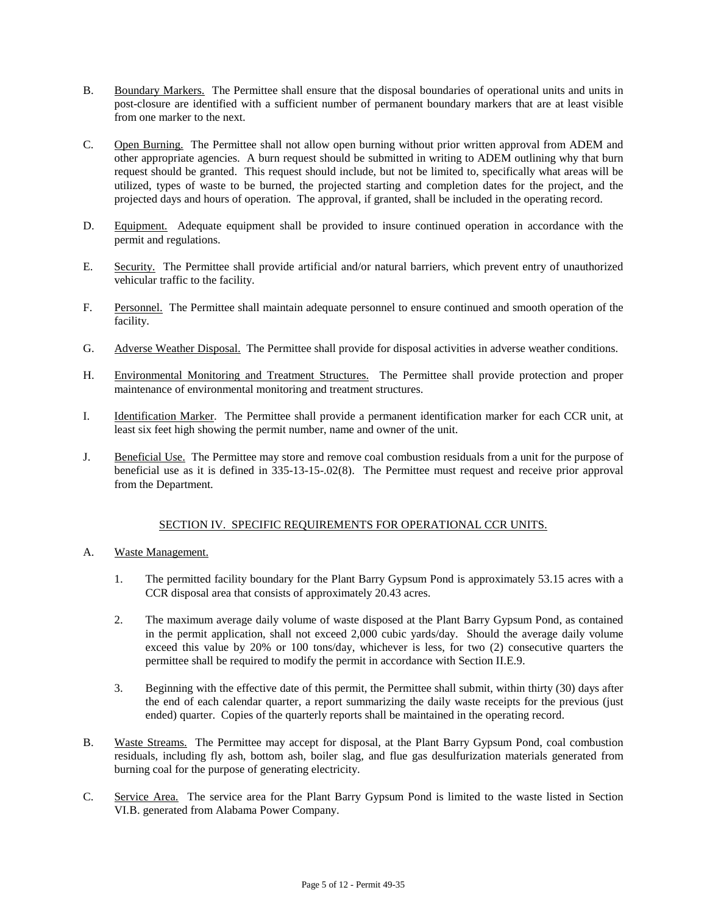B. Boundary Markers. The Permittee shall ensure that the disposal boundaries of operational units and units in post-closure are identified with a sufficient number of permanent boundary markers that are at least visible from one marker to the next.

C. Open Burning. The Permittee shall not allow open burning without prior written approval from ADEM and other appropriate agencies. A burn request should be submitted in writing to ADEM outlining why that burn request should be granted. This request should include, but not be limited to, specifically what areas will be utilized, types of waste to be burned, the projected starting and completion dates for the project, and the projected days and hours of operation. The approval, if granted, shall be included in the operating record.

D. Equipment. Adequate equipment shall be provided to insure continued operation in accordance with the permit and regulations.

E. Security. The Permittee shall provide artificial and/or natural barriers, which prevent entry of unauthorized vehicular traffic to the facility.

F. Personnel. The Permittee shall maintain adequate personnel to ensure continued and smooth operation of the facility.

G. Adverse Weather Disposal. The Permittee shall provide for disposal activities in adverse weather conditions.

H. Environmental Monitoring and Treatment Structures. The Permittee shall provide protection and proper maintenance of environmental monitoring and treatment structures.

I. Identification Marker. The Permittee shall provide a permanent identification marker for each CCR unit, at least six feet high showing the permit number, name and owner of the unit.

J. Beneficial Use. The Permittee may store and remove coal combustion residuals from a unit for the purpose of beneficial use as it is defined in 335-13-15-.02(8). The Permittee must request and receive prior approval from the Department.

## SECTION IV. SPECIFIC REQUIREMENTS FOR OPERATIONAL CCR UNITS.

A. Waste Management.

1. The permitted facility boundary for the Plant Barry Gypsum Pond is approximately 53.15 acres with a CCR disposal area that consists of approximately 20.43 acres.

2. The maximum average daily volume of waste disposed at the Plant Barry Gypsum Pond, as contained in the permit application, shall not exceed 2,000 cubic yards/day. Should the average daily volume exceed this value by 20% or 100 tons/day, whichever is less, for two (2) consecutive quarters the permittee shall be required to modify the permit in accordance with Section II.E.9.

3. Beginning with the effective date of this permit, the Permittee shall submit, within thirty (30) days after the end of each calendar quarter, a report summarizing the daily waste receipts for the previous (just ended) quarter. Copies of the quarterly reports shall be maintained in the operating record.

B. Waste Streams. The Permittee may accept for disposal, at the Plant Barry Gypsum Pond, coal combustion residuals, including fly ash, bottom ash, boiler slag, and flue gas desulfurization materials generated from burning coal for the purpose of generating electricity.

C. Service Area. The service area for the Plant Barry Gypsum Pond is limited to the waste listed in Section VI.B. generated from Alabama Power Company.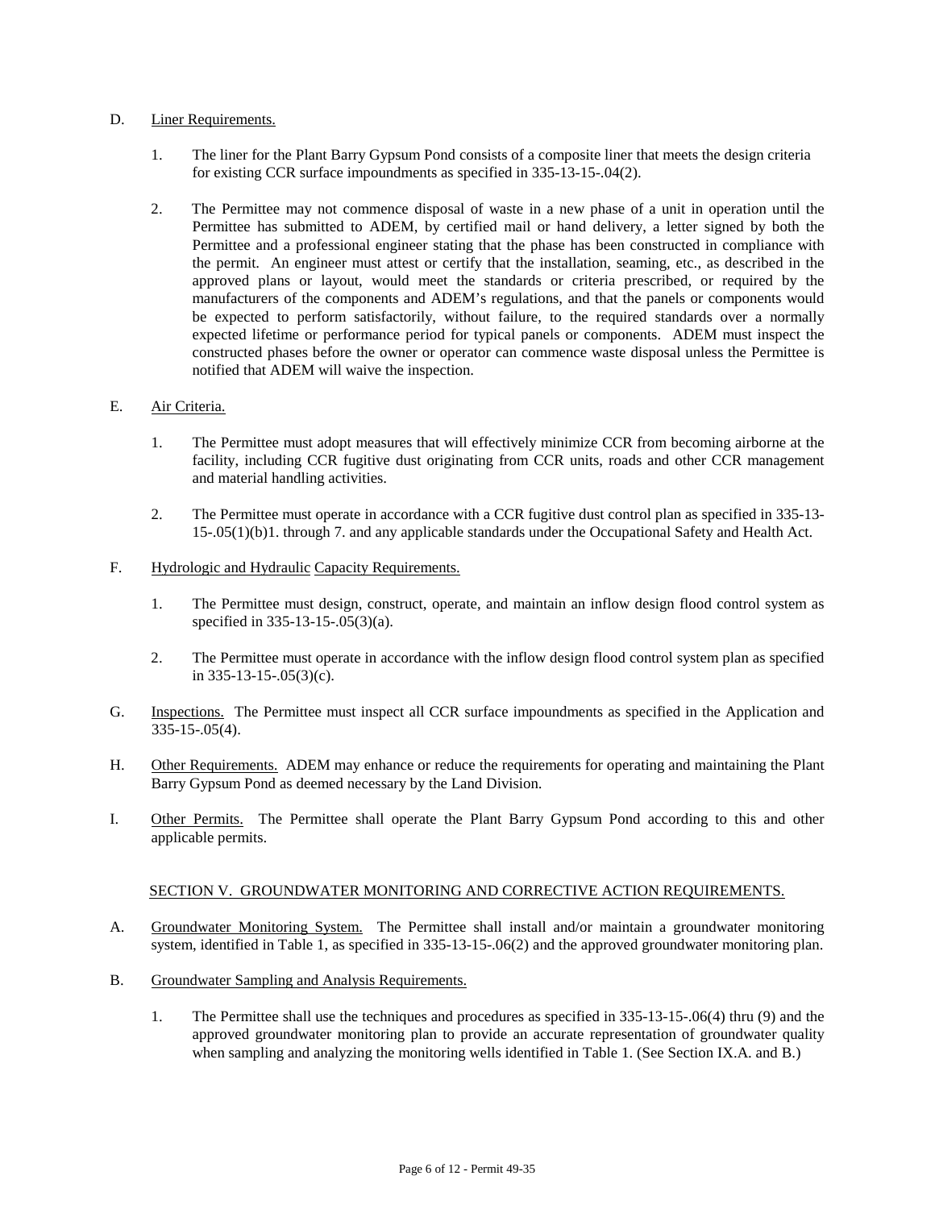D. Liner Requirements.

1. The liner for the Plant Barry Gypsum Pond consists of a composite liner that meets the design criteria for existing CCR surface impoundments as specified in 335-13-15-.04(2).

2. The Permittee may not commence disposal of waste in a new phase of a unit in operation until the Permittee has submitted to ADEM, by certified mail or hand delivery, a letter signed by both the Permittee and a professional engineer stating that the phase has been constructed in compliance with the permit. An engineer must attest or certify that the installation, seaming, etc., as described in the approved plans or layout, would meet the standards or criteria prescribed, or required by the manufacturers of the components and ADEM's regulations, and that the panels or components would be expected to perform satisfactorily, without failure, to the required standards over a normally expected lifetime or performance period for typical panels or components. ADEM must inspect the constructed phases before the owner or operator can commence waste disposal unless the Permittee is notified that ADEM will waive the inspection.

E. Air Criteria.

1. The Permittee must adopt measures that will effectively minimize CCR from becoming airborne at the facility, including CCR fugitive dust originating from CCR units, roads and other CCR management and material handling activities.

2. The Permittee must operate in accordance with a CCR fugitive dust control plan as specified in 335-13-15-.05(1)(b)1. through 7. and any applicable standards under the Occupational Safety and Health Act.

F. Hydrologic and Hydraulic Capacity Requirements.

1. The Permittee must design, construct, operate, and maintain an inflow design flood control system as specified in 335-13-15-.05(3)(a).

2. The Permittee must operate in accordance with the inflow design flood control system plan as specified in 335-13-15-.05(3)(c).

G. Inspections. The Permittee must inspect all CCR surface impoundments as specified in the Application and 335-15-.05(4).

H. Other Requirements. ADEM may enhance or reduce the requirements for operating and maintaining the Plant Barry Gypsum Pond as deemed necessary by the Land Division.

I. Other Permits. The Permittee shall operate the Plant Barry Gypsum Pond according to this and other applicable permits.

## SECTION V. GROUNDWATER MONITORING AND CORRECTIVE ACTION REQUIREMENTS.

A. Groundwater Monitoring System. The Permittee shall install and/or maintain a groundwater monitoring system, identified in Table 1, as specified in 335-13-15-.06(2) and the approved groundwater monitoring plan.

B. Groundwater Sampling and Analysis Requirements.

1. The Permittee shall use the techniques and procedures as specified in 335-13-15-.06(4) thru (9) and the approved groundwater monitoring plan to provide an accurate representation of groundwater quality when sampling and analyzing the monitoring wells identified in Table 1. (See Section IX.A. and B.)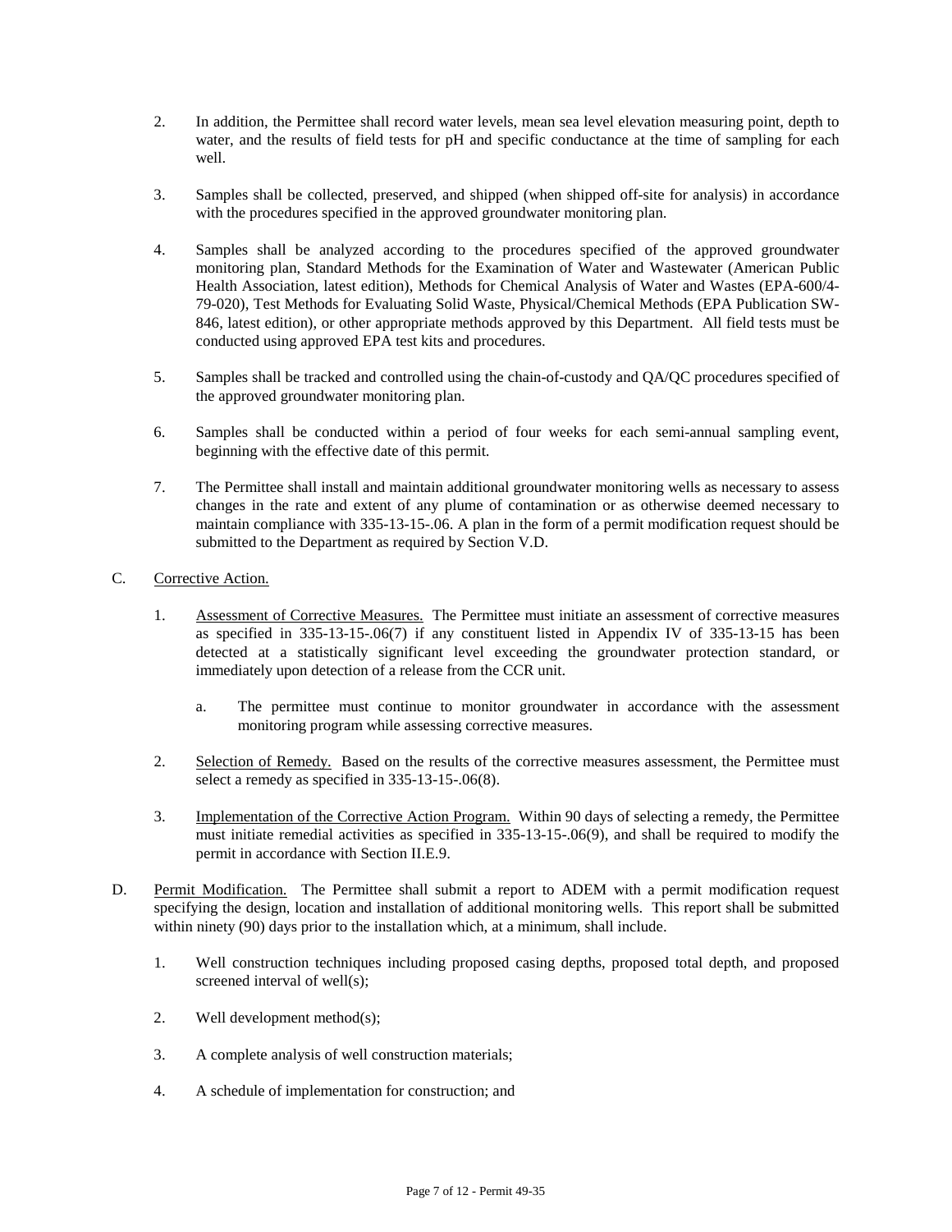2. In addition, the Permittee shall record water levels, mean sea level elevation measuring point, depth to water, and the results of field tests for pH and specific conductance at the time of sampling for each well.

3. Samples shall be collected, preserved, and shipped (when shipped off-site for analysis) in accordance with the procedures specified in the approved groundwater monitoring plan.

4. Samples shall be analyzed according to the procedures specified of the approved groundwater monitoring plan, Standard Methods for the Examination of Water and Wastewater (American Public Health Association, latest edition), Methods for Chemical Analysis of Water and Wastes (EPA-600/4-79-020), Test Methods for Evaluating Solid Waste, Physical/Chemical Methods (EPA Publication SW-846, latest edition), or other appropriate methods approved by this Department. All field tests must be conducted using approved EPA test kits and procedures.

5. Samples shall be tracked and controlled using the chain-of-custody and QA/QC procedures specified of the approved groundwater monitoring plan.

6. Samples shall be conducted within a period of four weeks for each semi-annual sampling event, beginning with the effective date of this permit.

7. The Permittee shall install and maintain additional groundwater monitoring wells as necessary to assess changes in the rate and extent of any plume of contamination or as otherwise deemed necessary to maintain compliance with 335-13-15-.06. A plan in the form of a permit modification request should be submitted to the Department as required by Section V.D.

C. Corrective Action.

1. Assessment of Corrective Measures. The Permittee must initiate an assessment of corrective measures as specified in 335-13-15-.06(7) if any constituent listed in Appendix IV of 335-13-15 has been detected at a statistically significant level exceeding the groundwater protection standard, or immediately upon detection of a release from the CCR unit.

   a. The permittee must continue to monitor groundwater in accordance with the assessment monitoring program while assessing corrective measures.

2. Selection of Remedy. Based on the results of the corrective measures assessment, the Permittee must select a remedy as specified in 335-13-15-.06(8).

3. Implementation of the Corrective Action Program. Within 90 days of selecting a remedy, the Permittee must initiate remedial activities as specified in 335-13-15-.06(9), and shall be required to modify the permit in accordance with Section II.E.9.

D. Permit Modification. The Permittee shall submit a report to ADEM with a permit modification request specifying the design, location and installation of additional monitoring wells. This report shall be submitted within ninety (90) days prior to the installation which, at a minimum, shall include.

1. Well construction techniques including proposed casing depths, proposed total depth, and proposed screened interval of well(s);

2. Well development method(s);

3. A complete analysis of well construction materials;

4. A schedule of implementation for construction; and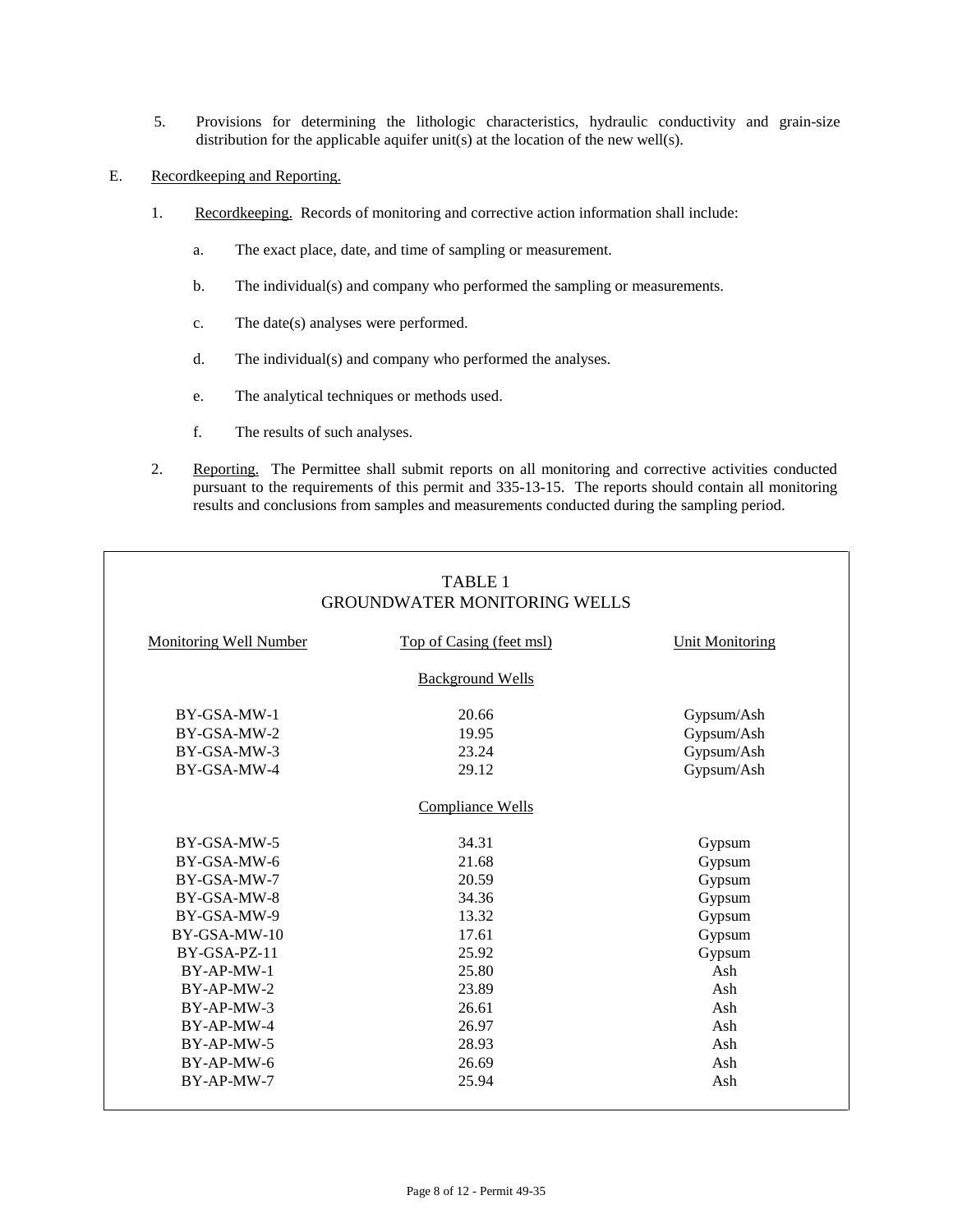5. Provisions for determining the lithologic characteristics, hydraulic conductivity and grain-size distribution for the applicable aquifer unit(s) at the location of the new well(s).

E. Recordkeeping and Reporting.

1. Recordkeeping. Records of monitoring and corrective action information shall include:

   a. The exact place, date, and time of sampling or measurement.

   b. The individual(s) and company who performed the sampling or measurements.

   c. The date(s) analyses were performed.

   d. The individual(s) and company who performed the analyses.

   e. The analytical techniques or methods used.

   f. The results of such analyses.

2. Reporting. The Permittee shall submit reports on all monitoring and corrective activities conducted pursuant to the requirements of this permit and 335-13-15. The reports should contain all monitoring results and conclusions from samples and measurements conducted during the sampling period.

TABLE 1
GROUNDWATER MONITORING WELLS

| Monitoring Well Number | Top of Casing (feet msl) | Unit Monitoring |
|---|---|---|
| | Background Wells | |
| BY-GSA-MW-1 | 20.66 | Gypsum/Ash |
| BY-GSA-MW-2 | 19.95 | Gypsum/Ash |
| BY-GSA-MW-3 | 23.24 | Gypsum/Ash |
| BY-GSA-MW-4 | 29.12 | Gypsum/Ash |
| | Compliance Wells | |
| BY-GSA-MW-5 | 34.31 | Gypsum |
| BY-GSA-MW-6 | 21.68 | Gypsum |
| BY-GSA-MW-7 | 20.59 | Gypsum |
| BY-GSA-MW-8 | 34.36 | Gypsum |
| BY-GSA-MW-9 | 13.32 | Gypsum |
| BY-GSA-MW-10 | 17.61 | Gypsum |
| BY-GSA-PZ-11 | 25.92 | Gypsum |
| BY-AP-MW-1 | 25.80 | Ash |
| BY-AP-MW-2 | 23.89 | Ash |
| BY-AP-MW-3 | 26.61 | Ash |
| BY-AP-MW-4 | 26.97 | Ash |
| BY-AP-MW-5 | 28.93 | Ash |
| BY-AP-MW-6 | 26.69 | Ash |
| BY-AP-MW-7 | 25.94 | Ash |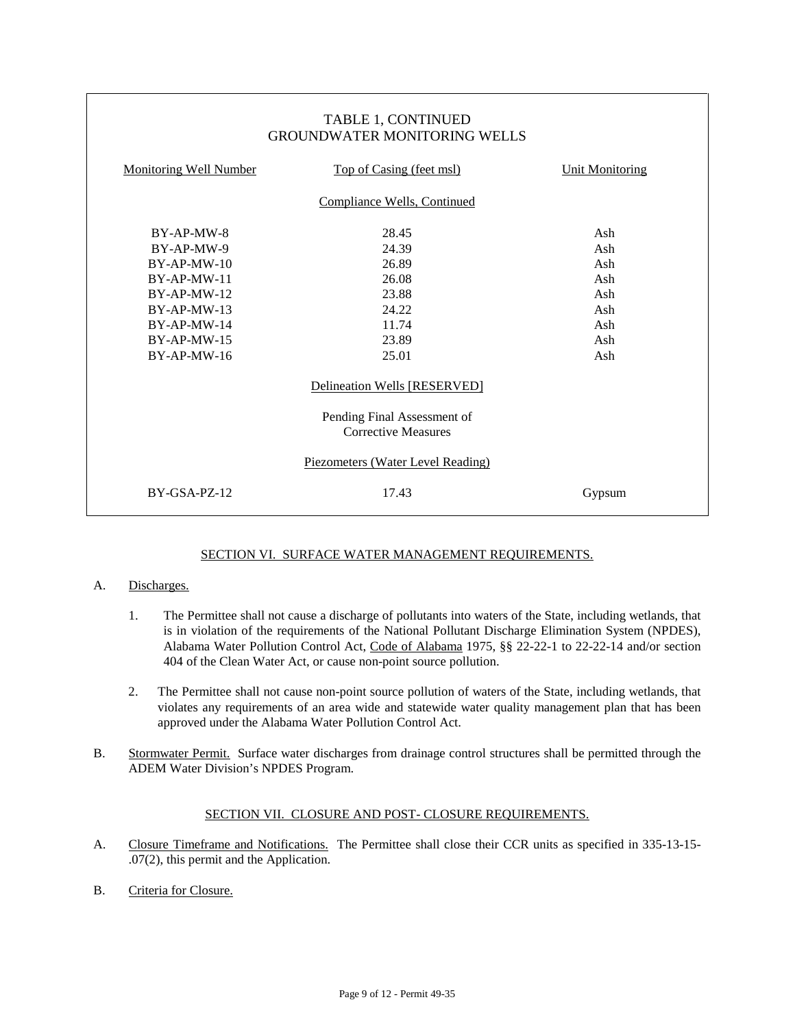### TABLE 1, CONTINUED
### GROUNDWATER MONITORING WELLS

| Monitoring Well Number | Top of Casing (feet msl) | Unit Monitoring |
|---|---|---|
| | Compliance Wells, Continued | |
| BY-AP-MW-8 | 28.45 | Ash |
| BY-AP-MW-9 | 24.39 | Ash |
| BY-AP-MW-10 | 26.89 | Ash |
| BY-AP-MW-11 | 26.08 | Ash |
| BY-AP-MW-12 | 23.88 | Ash |
| BY-AP-MW-13 | 24.22 | Ash |
| BY-AP-MW-14 | 11.74 | Ash |
| BY-AP-MW-15 | 23.89 | Ash |
| BY-AP-MW-16 | 25.01 | Ash |
| | Delineation Wells [RESERVED] | |
| | Pending Final Assessment of Corrective Measures | |
| | Piezometers (Water Level Reading) | |
| BY-GSA-PZ-12 | 17.43 | Gypsum |

## SECTION VI. SURFACE WATER MANAGEMENT REQUIREMENTS.

A. Discharges.

1. The Permittee shall not cause a discharge of pollutants into waters of the State, including wetlands, that is in violation of the requirements of the National Pollutant Discharge Elimination System (NPDES), Alabama Water Pollution Control Act, Code of Alabama 1975, §§ 22-22-1 to 22-22-14 and/or section 404 of the Clean Water Act, or cause non-point source pollution.

2. The Permittee shall not cause non-point source pollution of waters of the State, including wetlands, that violates any requirements of an area wide and statewide water quality management plan that has been approved under the Alabama Water Pollution Control Act.

B. Stormwater Permit. Surface water discharges from drainage control structures shall be permitted through the ADEM Water Division's NPDES Program.

## SECTION VII. CLOSURE AND POST- CLOSURE REQUIREMENTS.

A. Closure Timeframe and Notifications. The Permittee shall close their CCR units as specified in 335-13-15-.07(2), this permit and the Application.

B. Criteria for Closure.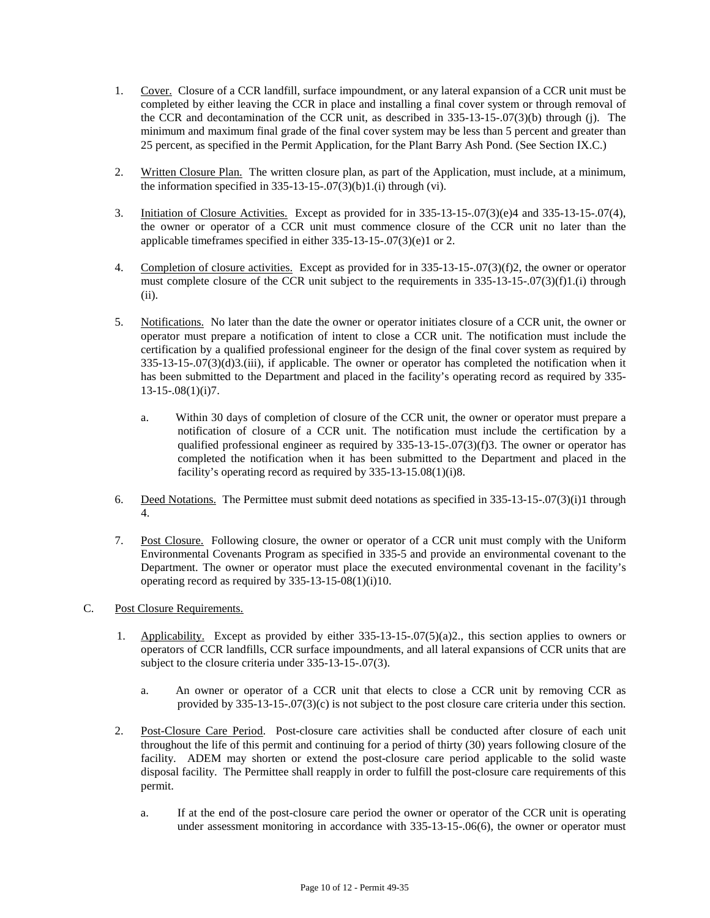1. Cover. Closure of a CCR landfill, surface impoundment, or any lateral expansion of a CCR unit must be completed by either leaving the CCR in place and installing a final cover system or through removal of the CCR and decontamination of the CCR unit, as described in 335-13-15-.07(3)(b) through (j). The minimum and maximum final grade of the final cover system may be less than 5 percent and greater than 25 percent, as specified in the Permit Application, for the Plant Barry Ash Pond. (See Section IX.C.)

2. Written Closure Plan. The written closure plan, as part of the Application, must include, at a minimum, the information specified in 335-13-15-.07(3)(b)1.(i) through (vi).

3. Initiation of Closure Activities. Except as provided for in 335-13-15-.07(3)(e)4 and 335-13-15-.07(4), the owner or operator of a CCR unit must commence closure of the CCR unit no later than the applicable timeframes specified in either 335-13-15-.07(3)(e)1 or 2.

4. Completion of closure activities. Except as provided for in 335-13-15-.07(3)(f)2, the owner or operator must complete closure of the CCR unit subject to the requirements in 335-13-15-.07(3)(f)1.(i) through (ii).

5. Notifications. No later than the date the owner or operator initiates closure of a CCR unit, the owner or operator must prepare a notification of intent to close a CCR unit. The notification must include the certification by a qualified professional engineer for the design of the final cover system as required by 335-13-15-.07(3)(d)3.(iii), if applicable. The owner or operator has completed the notification when it has been submitted to the Department and placed in the facility's operating record as required by 335-13-15-.08(1)(i)7.

   a. Within 30 days of completion of closure of the CCR unit, the owner or operator must prepare a notification of closure of a CCR unit. The notification must include the certification by a qualified professional engineer as required by 335-13-15-.07(3)(f)3. The owner or operator has completed the notification when it has been submitted to the Department and placed in the facility's operating record as required by 335-13-15.08(1)(i)8.

6. Deed Notations. The Permittee must submit deed notations as specified in 335-13-15-.07(3)(i)1 through 4.

7. Post Closure. Following closure, the owner or operator of a CCR unit must comply with the Uniform Environmental Covenants Program as specified in 335-5 and provide an environmental covenant to the Department. The owner or operator must place the executed environmental covenant in the facility's operating record as required by 335-13-15-08(1)(i)10.

C. Post Closure Requirements.

1. Applicability. Except as provided by either 335-13-15-.07(5)(a)2., this section applies to owners or operators of CCR landfills, CCR surface impoundments, and all lateral expansions of CCR units that are subject to the closure criteria under 335-13-15-.07(3).

   a. An owner or operator of a CCR unit that elects to close a CCR unit by removing CCR as provided by 335-13-15-.07(3)(c) is not subject to the post closure care criteria under this section.

2. Post-Closure Care Period. Post-closure care activities shall be conducted after closure of each unit throughout the life of this permit and continuing for a period of thirty (30) years following closure of the facility. ADEM may shorten or extend the post-closure care period applicable to the solid waste disposal facility. The Permittee shall reapply in order to fulfill the post-closure care requirements of this permit.

   a. If at the end of the post-closure care period the owner or operator of the CCR unit is operating under assessment monitoring in accordance with 335-13-15-.06(6), the owner or operator must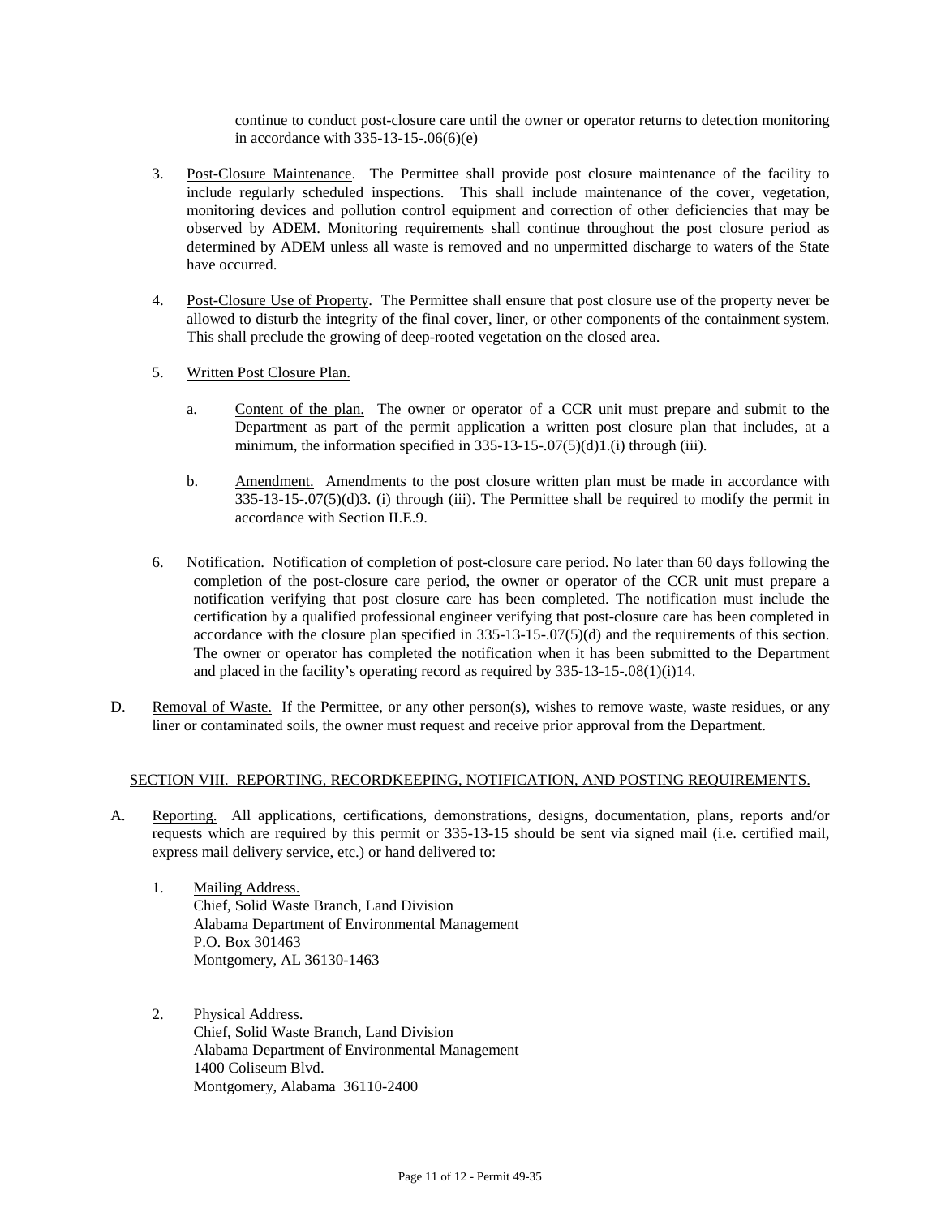continue to conduct post-closure care until the owner or operator returns to detection monitoring in accordance with 335-13-15-.06(6)(e)

3. Post-Closure Maintenance. The Permittee shall provide post closure maintenance of the facility to include regularly scheduled inspections. This shall include maintenance of the cover, vegetation, monitoring devices and pollution control equipment and correction of other deficiencies that may be observed by ADEM. Monitoring requirements shall continue throughout the post closure period as determined by ADEM unless all waste is removed and no unpermitted discharge to waters of the State have occurred.

4. Post-Closure Use of Property. The Permittee shall ensure that post closure use of the property never be allowed to disturb the integrity of the final cover, liner, or other components of the containment system. This shall preclude the growing of deep-rooted vegetation on the closed area.

5. Written Post Closure Plan.

   a. Content of the plan. The owner or operator of a CCR unit must prepare and submit to the Department as part of the permit application a written post closure plan that includes, at a minimum, the information specified in 335-13-15-.07(5)(d)1.(i) through (iii).

   b. Amendment. Amendments to the post closure written plan must be made in accordance with 335-13-15-.07(5)(d)3. (i) through (iii). The Permittee shall be required to modify the permit in accordance with Section II.E.9.

6. Notification. Notification of completion of post-closure care period. No later than 60 days following the completion of the post-closure care period, the owner or operator of the CCR unit must prepare a notification verifying that post closure care has been completed. The notification must include the certification by a qualified professional engineer verifying that post-closure care has been completed in accordance with the closure plan specified in 335-13-15-.07(5)(d) and the requirements of this section. The owner or operator has completed the notification when it has been submitted to the Department and placed in the facility's operating record as required by 335-13-15-.08(1)(i)14.

D. Removal of Waste. If the Permittee, or any other person(s), wishes to remove waste, waste residues, or any liner or contaminated soils, the owner must request and receive prior approval from the Department.

## SECTION VIII. REPORTING, RECORDKEEPING, NOTIFICATION, AND POSTING REQUIREMENTS.

A. Reporting. All applications, certifications, demonstrations, designs, documentation, plans, reports and/or requests which are required by this permit or 335-13-15 should be sent via signed mail (i.e. certified mail, express mail delivery service, etc.) or hand delivered to:

1. Mailing Address.
   Chief, Solid Waste Branch, Land Division
   Alabama Department of Environmental Management
   P.O. Box 301463
   Montgomery, AL 36130-1463

2. Physical Address.
   Chief, Solid Waste Branch, Land Division
   Alabama Department of Environmental Management
   1400 Coliseum Blvd.
   Montgomery, Alabama 36110-2400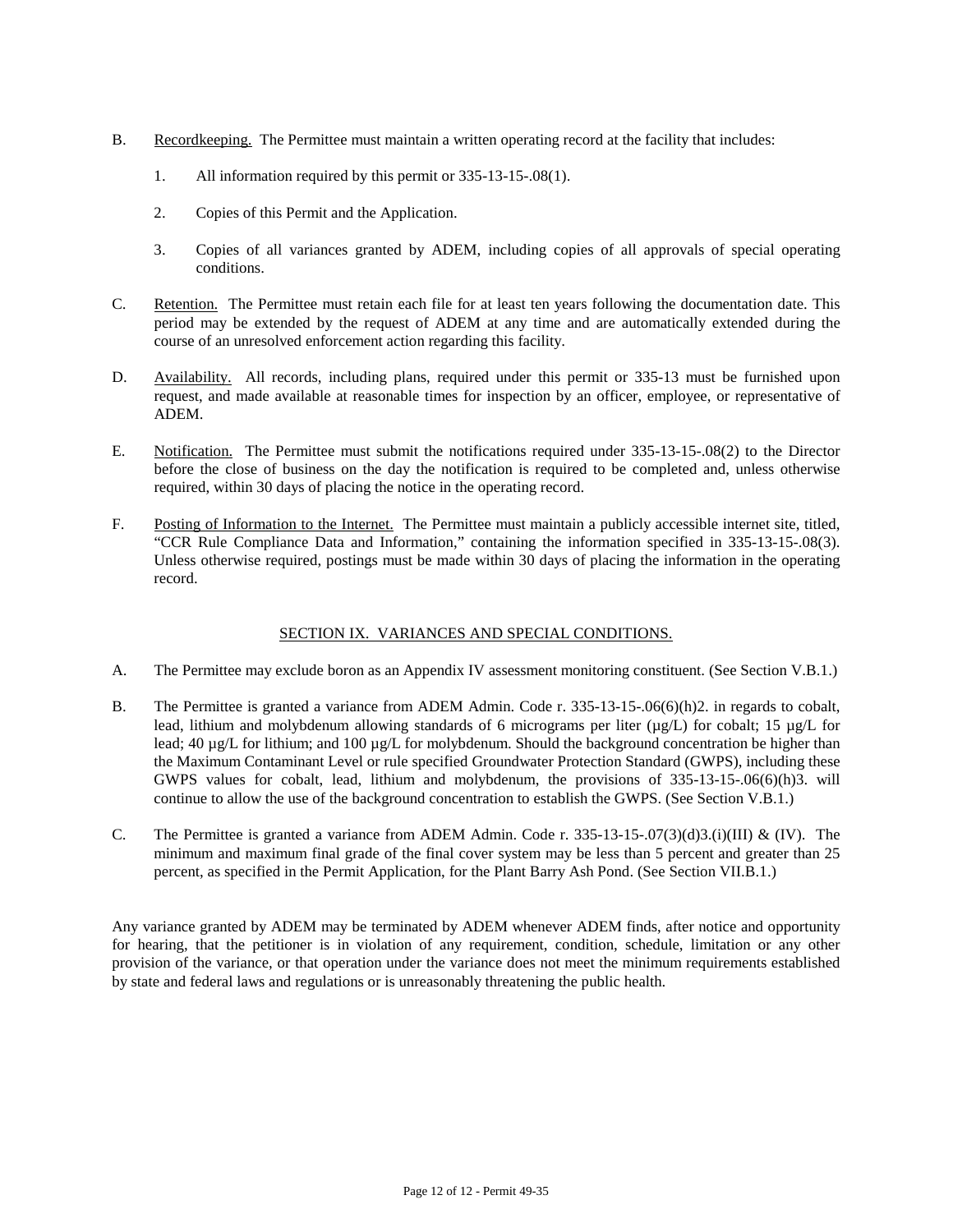B. Recordkeeping. The Permittee must maintain a written operating record at the facility that includes:

1. All information required by this permit or 335-13-15-.08(1).

2. Copies of this Permit and the Application.

3. Copies of all variances granted by ADEM, including copies of all approvals of special operating conditions.

C. Retention. The Permittee must retain each file for at least ten years following the documentation date. This period may be extended by the request of ADEM at any time and are automatically extended during the course of an unresolved enforcement action regarding this facility.

D. Availability. All records, including plans, required under this permit or 335-13 must be furnished upon request, and made available at reasonable times for inspection by an officer, employee, or representative of ADEM.

E. Notification. The Permittee must submit the notifications required under 335-13-15-.08(2) to the Director before the close of business on the day the notification is required to be completed and, unless otherwise required, within 30 days of placing the notice in the operating record.

F. Posting of Information to the Internet. The Permittee must maintain a publicly accessible internet site, titled, "CCR Rule Compliance Data and Information," containing the information specified in 335-13-15-.08(3). Unless otherwise required, postings must be made within 30 days of placing the information in the operating record.

## SECTION IX. VARIANCES AND SPECIAL CONDITIONS.

A. The Permittee may exclude boron as an Appendix IV assessment monitoring constituent. (See Section V.B.1.)

B. The Permittee is granted a variance from ADEM Admin. Code r. 335-13-15-.06(6)(h)2. in regards to cobalt, lead, lithium and molybdenum allowing standards of 6 micrograms per liter (µg/L) for cobalt; 15 µg/L for lead; 40 µg/L for lithium; and 100 µg/L for molybdenum. Should the background concentration be higher than the Maximum Contaminant Level or rule specified Groundwater Protection Standard (GWPS), including these GWPS values for cobalt, lead, lithium and molybdenum, the provisions of 335-13-15-.06(6)(h)3. will continue to allow the use of the background concentration to establish the GWPS. (See Section V.B.1.)

C. The Permittee is granted a variance from ADEM Admin. Code r. 335-13-15-.07(3)(d)3.(i)(III) & (IV). The minimum and maximum final grade of the final cover system may be less than 5 percent and greater than 25 percent, as specified in the Permit Application, for the Plant Barry Ash Pond. (See Section VII.B.1.)

Any variance granted by ADEM may be terminated by ADEM whenever ADEM finds, after notice and opportunity for hearing, that the petitioner is in violation of any requirement, condition, schedule, limitation or any other provision of the variance, or that operation under the variance does not meet the minimum requirements established by state and federal laws and regulations or is unreasonably threatening the public health.